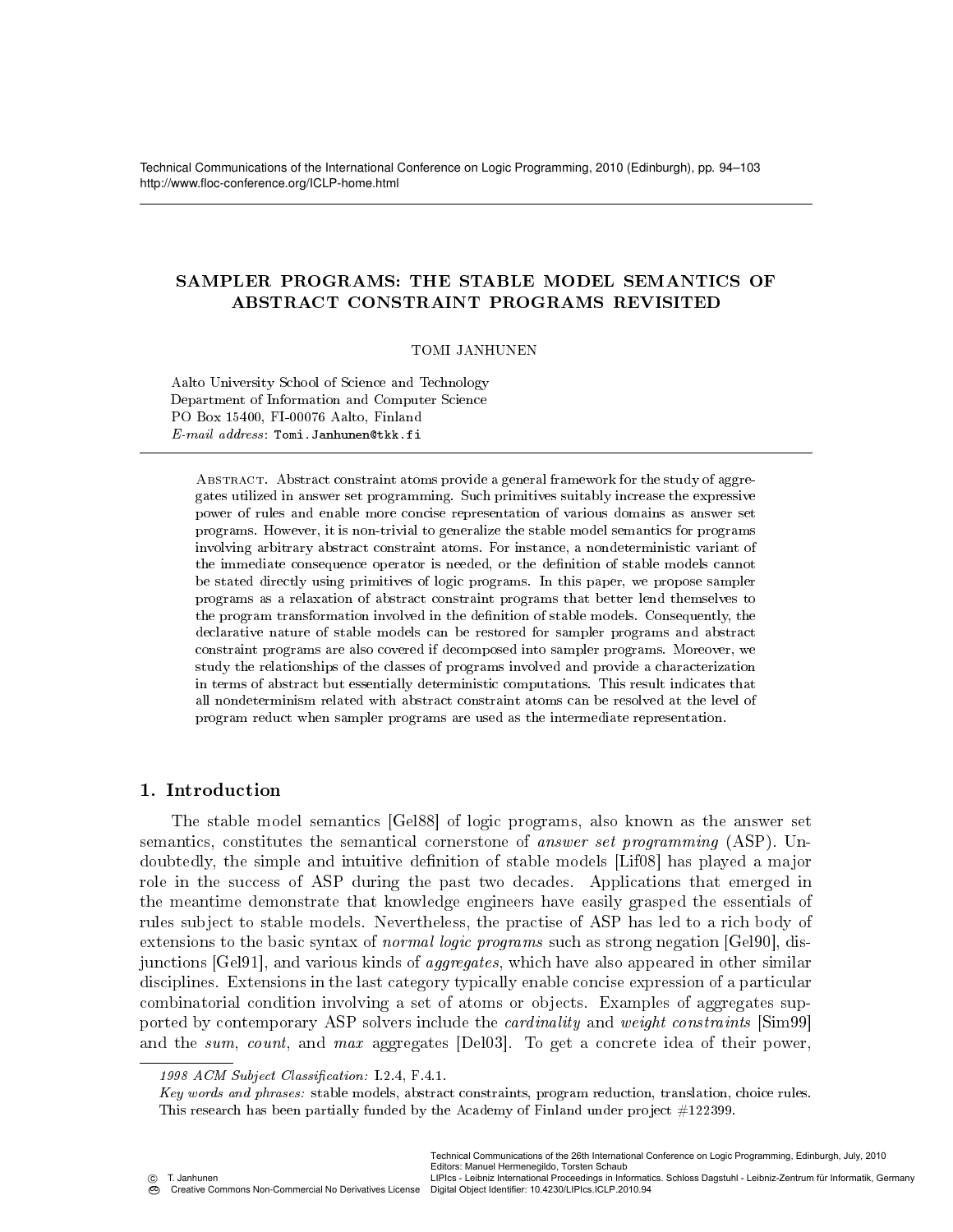# SAMPLER PROGRAMS: THE STABLE MODEL SEMANTICS OF ABSTRACT CONSTRAINT PROGRAMS REVISITED

TOMI JANHUNEN

Aalto University School of Science and Technology
Department of Information and Computer Science
PO Box 15400, FI-00076 Aalto, Finland
*E-mail address*: Tomi.Janhunen@tkk.fi

Abstract. Abstract constraint atoms provide a general framework for the study of aggregates utilized in answer set programming. Such primitives suitably increase the expressive power of rules and enable more concise representation of various domains as answer set programs. However, it is non-trivial to generalize the stable model semantics for programs involving arbitrary abstract constraint atoms. For instance, a nondeterministic variant of the immediate consequence operator is needed, or the definition of stable models cannot be stated directly using primitives of logic programs. In this paper, we propose sampler programs as a relaxation of abstract constraint programs that better lend themselves to the program transformation involved in the definition of stable models. Consequently, the declarative nature of stable models can be restored for sampler programs and abstract constraint programs are also covered if decomposed into sampler programs. Moreover, we study the relationships of the classes of programs involved and provide a characterization in terms of abstract but essentially deterministic computations. This result indicates that all nondeterminism related with abstract constraint atoms can be resolved at the level of program reduct when sampler programs are used as the intermediate representation.

## 1. Introduction

The stable model semantics [Gel88] of logic programs, also known as the answer set semantics, constitutes the semantical cornerstone of *answer set programming* (ASP). Undoubtedly, the simple and intuitive definition of stable models [Lif08] has played a major role in the success of ASP during the past two decades. Applications that emerged in the meantime demonstrate that knowledge engineers have easily grasped the essentials of rules subject to stable models. Nevertheless, the practise of ASP has led to a rich body of extensions to the basic syntax of *normal logic programs* such as strong negation [Gel90], disjunctions [Gel91], and various kinds of *aggregates*, which have also appeared in other similar disciplines. Extensions in the last category typically enable concise expression of a particular combinatorial condition involving a set of atoms or objects. Examples of aggregates supported by contemporary ASP solvers include the *cardinality* and *weight constraints* [Sim99] and the *sum*, *count*, and *max* aggregates [Del03]. To get a concrete idea of their power,

*1998 ACM Subject Classification:* I.2.4, F.4.1.

*Key words and phrases:* stable models, abstract constraints, program reduction, translation, choice rules.

This research has been partially funded by the Academy of Finland under project #122399.

© T. Janhunen
Creative Commons Non-Commercial No Derivatives License

Technical Communications of the 26th International Conference on Logic Programming, Edinburgh, July, 2010
Editors: Manuel Hermenegildo, Torsten Schaub
LIPIcs - Leibniz International Proceedings in Informatics. Schloss Dagstuhl - Leibniz-Zentrum für Informatik, Germany
Digital Object Identifier: 10.4230/LIPIcs.ICLP.2010.94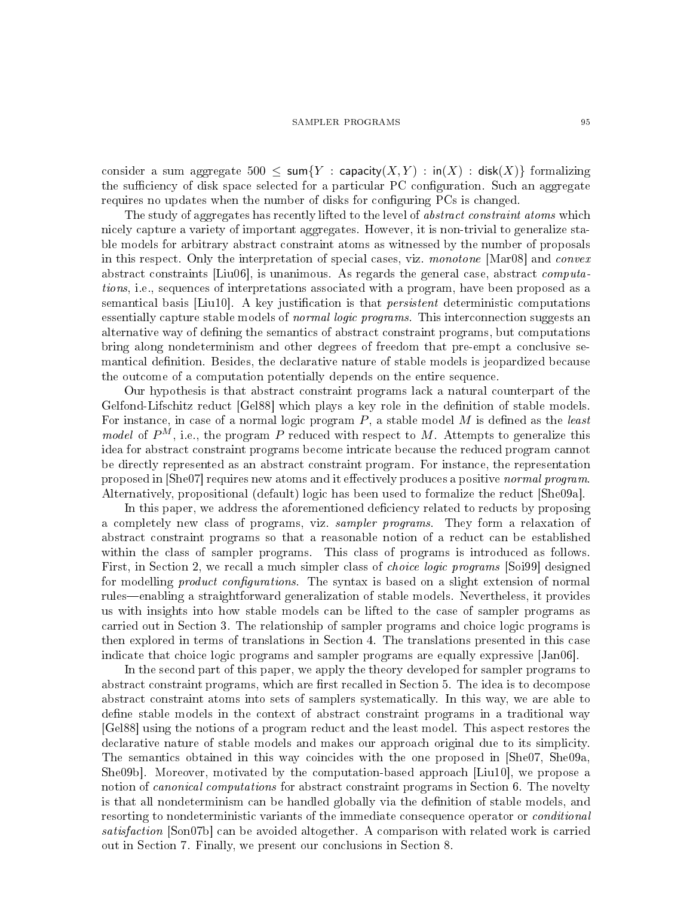consider a sum aggregate $500 \leq \mathsf{sum}\{Y : \mathsf{capacity}(X,Y) : \mathsf{in}(X) : \mathsf{disk}(X)\}$ formalizing the sufficiency of disk space selected for a particular PC configuration. Such an aggregate requires no updates when the number of disks for configuring PCs is changed.

The study of aggregates has recently lifted to the level of *abstract constraint atoms* which nicely capture a variety of important aggregates. However, it is non-trivial to generalize stable models for arbitrary abstract constraint atoms as witnessed by the number of proposals in this respect. Only the interpretation of special cases, viz. *monotone* [Mar08] and *convex* abstract constraints [Liu06], is unanimous. As regards the general case, abstract *computations*, i.e., sequences of interpretations associated with a program, have been proposed as a semantical basis [Liu10]. A key justification is that *persistent* deterministic computations essentially capture stable models of *normal logic programs*. This interconnection suggests an alternative way of defining the semantics of abstract constraint programs, but computations bring along nondeterminism and other degrees of freedom that pre-empt a conclusive semantical definition. Besides, the declarative nature of stable models is jeopardized because the outcome of a computation potentially depends on the entire sequence.

Our hypothesis is that abstract constraint programs lack a natural counterpart of the Gelfond-Lifschitz reduct [Gel88] which plays a key role in the definition of stable models. For instance, in case of a normal logic program $P$, a stable model $M$ is defined as the *least model* of $P^M$, i.e., the program $P$ reduced with respect to $M$. Attempts to generalize this idea for abstract constraint programs become intricate because the reduced program cannot be directly represented as an abstract constraint program. For instance, the representation proposed in [She07] requires new atoms and it effectively produces a positive *normal program*. Alternatively, propositional (default) logic has been used to formalize the reduct [She09a].

In this paper, we address the aforementioned deficiency related to reducts by proposing a completely new class of programs, viz. *sampler programs*. They form a relaxation of abstract constraint programs so that a reasonable notion of a reduct can be established within the class of sampler programs. This class of programs is introduced as follows. First, in Section 2, we recall a much simpler class of *choice logic programs* [Soi99] designed for modelling *product configurations*. The syntax is based on a slight extension of normal rules—enabling a straightforward generalization of stable models. Nevertheless, it provides us with insights into how stable models can be lifted to the case of sampler programs as carried out in Section 3. The relationship of sampler programs and choice logic programs is then explored in terms of translations in Section 4. The translations presented in this case indicate that choice logic programs and sampler programs are equally expressive [Jan06].

In the second part of this paper, we apply the theory developed for sampler programs to abstract constraint programs, which are first recalled in Section 5. The idea is to decompose abstract constraint atoms into sets of samplers systematically. In this way, we are able to define stable models in the context of abstract constraint programs in a traditional way [Gel88] using the notions of a program reduct and the least model. This aspect restores the declarative nature of stable models and makes our approach original due to its simplicity. The semantics obtained in this way coincides with the one proposed in [She07, She09a, She09b]. Moreover, motivated by the computation-based approach [Liu10], we propose a notion of *canonical computations* for abstract constraint programs in Section 6. The novelty is that all nondeterminism can be handled globally via the definition of stable models, and resorting to nondeterministic variants of the immediate consequence operator or *conditional satisfaction* [Son07b] can be avoided altogether. A comparison with related work is carried out in Section 7. Finally, we present our conclusions in Section 8.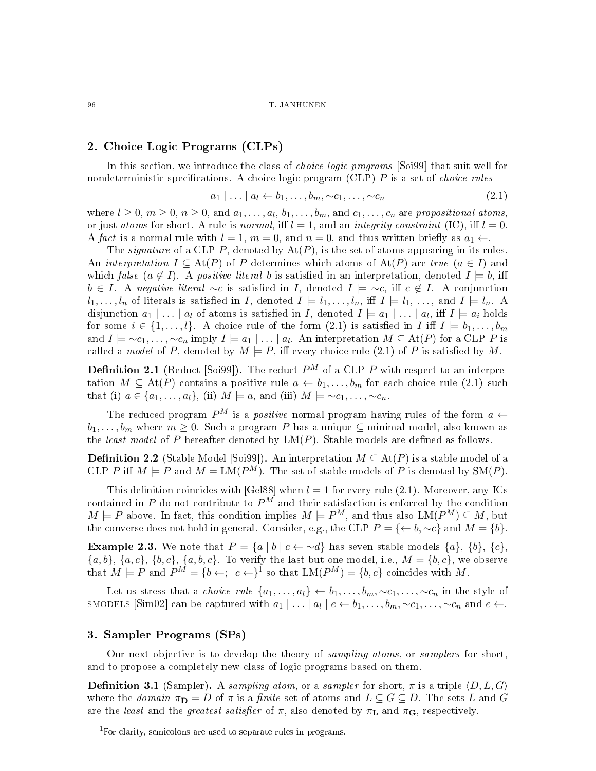## 2. Choice Logic Programs (CLPs)

In this section, we introduce the class of *choice logic programs* [Soi99] that suit well for nondeterministic specifications. A choice logic program (CLP) $P$ is a set of *choice rules*

$$a_1 \mid \ldots \mid a_l \leftarrow b_1, \ldots, b_m, {\sim}c_1, \ldots, {\sim}c_n \tag{2.1}$$

where $l \geq 0$, $m \geq 0$, $n \geq 0$, and $a_1, \ldots, a_l$, $b_1, \ldots, b_m$, and $c_1, \ldots, c_n$ are *propositional atoms*, or just *atoms* for short. A rule is *normal*, iff $l = 1$, and an *integrity constraint* (IC), iff $l = 0$. A *fact* is a normal rule with $l = 1$, $m = 0$, and $n = 0$, and thus written briefly as $a_1 \leftarrow$.

The *signature* of a CLP $P$, denoted by $\mathrm{At}(P)$, is the set of atoms appearing in its rules. An *interpretation* $I \subseteq \mathrm{At}(P)$ of $P$ determines which atoms of $\mathrm{At}(P)$ are *true* ($a \in I$) and which *false* ($a \notin I$). A *positive literal* $b$ is satisfied in an interpretation, denoted $I \models b$, iff $b \in I$. A *negative literal* ${\sim}c$ is satisfied in $I$, denoted $I \models {\sim}c$, iff $c \notin I$. A conjunction $l_1, \ldots, l_n$ of literals is satisfied in $I$, denoted $I \models l_1, \ldots, l_n$, iff $I \models l_1$, ..., and $I \models l_n$. A disjunction $a_1 \mid \ldots \mid a_l$ of atoms is satisfied in $I$, denoted $I \models a_1 \mid \ldots \mid a_l$, iff $I \models a_i$ holds for some $i \in \{1, \ldots, l\}$. A choice rule of the form (2.1) is satisfied in $I$ iff $I \models b_1, \ldots, b_m$ and $I \models {\sim}c_1, \ldots, {\sim}c_n$ imply $I \models a_1 \mid \ldots \mid a_l$. An interpretation $M \subseteq \mathrm{At}(P)$ for a CLP $P$ is called a *model* of $P$, denoted by $M \models P$, iff every choice rule (2.1) of $P$ is satisfied by $M$.

**Definition 2.1** (Reduct [Soi99])**.** The reduct $P^M$ of a CLP $P$ with respect to an interpretation $M \subseteq \mathrm{At}(P)$ contains a positive rule $a \leftarrow b_1, \ldots, b_m$ for each choice rule (2.1) such that (i) $a \in \{a_1, \ldots, a_l\}$, (ii) $M \models a$, and (iii) $M \models {\sim}c_1, \ldots, {\sim}c_n$.

The reduced program $P^M$ is a *positive* normal program having rules of the form $a \leftarrow b_1, \ldots, b_m$ where $m \geq 0$. Such a program $P$ has a unique $\subseteq$-minimal model, also known as the *least model* of $P$ hereafter denoted by $\mathrm{LM}(P)$. Stable models are defined as follows.

**Definition 2.2** (Stable Model [Soi99])**.** An interpretation $M \subseteq \mathrm{At}(P)$ is a stable model of a CLP $P$ iff $M \models P$ and $M = \mathrm{LM}(P^M)$. The set of stable models of $P$ is denoted by $\mathrm{SM}(P)$.

This definition coincides with [Gel88] when $l = 1$ for every rule (2.1). Moreover, any ICs contained in $P$ do not contribute to $P^M$ and their satisfaction is enforced by the condition $M \models P$ above. In fact, this condition implies $M \models P^M$, and thus also $\mathrm{LM}(P^M) \subseteq M$, but the converse does not hold in general. Consider, e.g., the CLP $P = \{\leftarrow b, {\sim}c\}$ and $M = \{b\}$.

**Example 2.3.** We note that $P = \{a \mid b \mid c \leftarrow {\sim}d\}$ has seven stable models $\{a\}$, $\{b\}$, $\{c\}$, $\{a, b\}$, $\{a, c\}$, $\{b, c\}$, $\{a, b, c\}$. To verify the last but one model, i.e., $M = \{b, c\}$, we observe that $M \models P$ and $P^M = \{b \leftarrow;\ c \leftarrow\}$[1] so that $\mathrm{LM}(P^M) = \{b, c\}$ coincides with $M$.

Let us stress that a *choice rule* $\{a_1, \ldots, a_l\} \leftarrow b_1, \ldots, b_m, {\sim}c_1, \ldots, {\sim}c_n$ in the style of SMODELS [Sim02] can be captured with $a_1 \mid \ldots \mid a_l \mid e \leftarrow b_1, \ldots, b_m, {\sim}c_1, \ldots, {\sim}c_n$ and $e \leftarrow$.

## 3. Sampler Programs (SPs)

Our next objective is to develop the theory of *sampling atoms*, or *samplers* for short, and to propose a completely new class of logic programs based on them.

**Definition 3.1** (Sampler)**.** A *sampling atom*, or a *sampler* for short, $\pi$ is a triple $\langle D, L, G\rangle$ where the *domain* $\pi_{\mathbf{D}} = D$ of $\pi$ is a *finite* set of atoms and $L \subseteq G \subseteq D$. The sets $L$ and $G$ are the *least* and the *greatest satisfier* of $\pi$, also denoted by $\pi_{\mathbf{L}}$ and $\pi_{\mathbf{G}}$, respectively.

[1] For clarity, semicolons are used to separate rules in programs.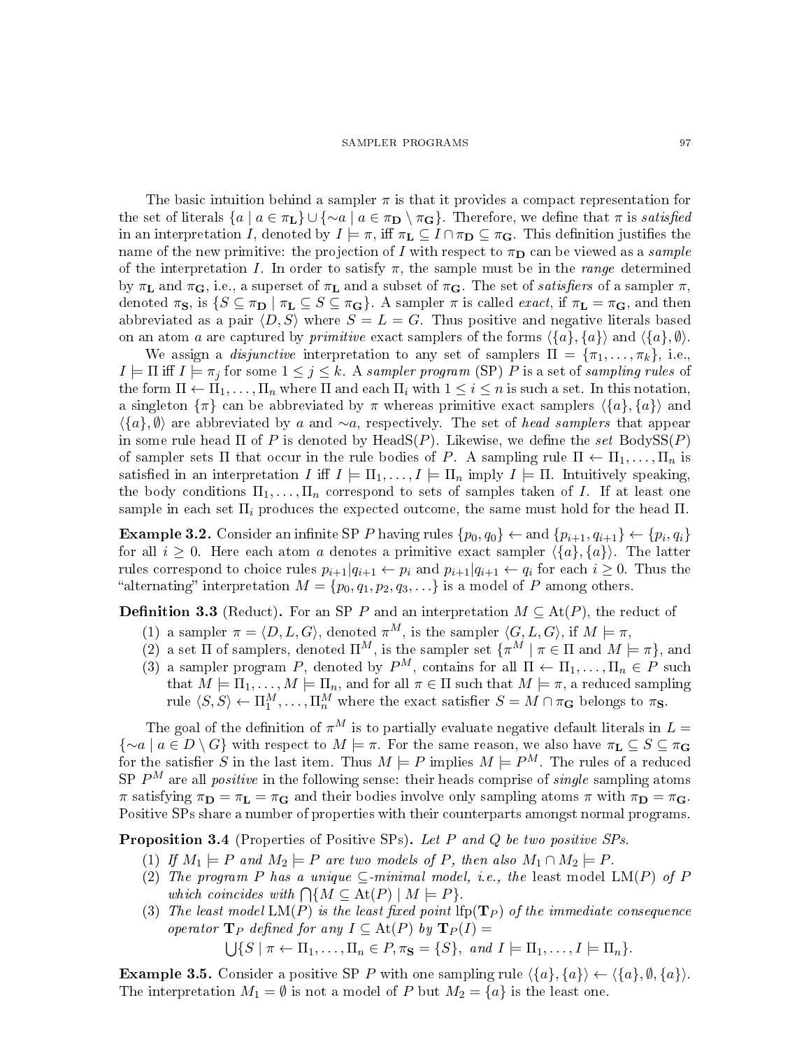The basic intuition behind a sampler $\pi$ is that it provides a compact representation for the set of literals $\{a \mid a \in \pi_{\mathbf{L}}\} \cup \{{\sim}a \mid a \in \pi_{\mathbf{D}} \setminus \pi_{\mathbf{G}}\}$. Therefore, we define that $\pi$ is *satisfied* in an interpretation $I$, denoted by $I \models \pi$, iff $\pi_{\mathbf{L}} \subseteq I \cap \pi_{\mathbf{D}} \subseteq \pi_{\mathbf{G}}$. This definition justifies the name of the new primitive: the projection of $I$ with respect to $\pi_{\mathbf{D}}$ can be viewed as a *sample* of the interpretation $I$. In order to satisfy $\pi$, the sample must be in the *range* determined by $\pi_{\mathbf{L}}$ and $\pi_{\mathbf{G}}$, i.e., a superset of $\pi_{\mathbf{L}}$ and a subset of $\pi_{\mathbf{G}}$. The set of *satisfiers* of a sampler $\pi$, denoted $\pi_{\mathbf{S}}$, is $\{S \subseteq \pi_{\mathbf{D}} \mid \pi_{\mathbf{L}} \subseteq S \subseteq \pi_{\mathbf{G}}\}$. A sampler $\pi$ is called *exact*, if $\pi_{\mathbf{L}} = \pi_{\mathbf{G}}$, and then abbreviated as a pair $\langle D, S\rangle$ where $S = L = G$. Thus positive and negative literals based on an atom $a$ are captured by *primitive* exact samplers of the forms $\langle\{a\}, \{a\}\rangle$ and $\langle\{a\}, \emptyset\rangle$.

We assign a *disjunctive* interpretation to any set of samplers $\Pi = \{\pi_1, \ldots, \pi_k\}$, i.e., $I \models \Pi$ iff $I \models \pi_j$ for some $1 \leq j \leq k$. A *sampler program* (SP) $P$ is a set of *sampling rules* of the form $\Pi \leftarrow \Pi_1, \ldots, \Pi_n$ where $\Pi$ and each $\Pi_i$ with $1 \leq i \leq n$ is such a set. In this notation, a singleton $\{\pi\}$ can be abbreviated by $\pi$ whereas primitive exact samplers $\langle\{a\}, \{a\}\rangle$ and $\langle\{a\}, \emptyset\rangle$ are abbreviated by $a$ and ${\sim}a$, respectively. The set of *head samplers* that appear in some rule head $\Pi$ of $P$ is denoted by $\mathrm{HeadS}(P)$. Likewise, we define the *set* $\mathrm{BodySS}(P)$ of sampler sets $\Pi$ that occur in the rule bodies of $P$. A sampling rule $\Pi \leftarrow \Pi_1, \ldots, \Pi_n$ is satisfied in an interpretation $I$ iff $I \models \Pi_1, \ldots, I \models \Pi_n$ imply $I \models \Pi$. Intuitively speaking, the body conditions $\Pi_1, \ldots, \Pi_n$ correspond to sets of samples taken of $I$. If at least one sample in each set $\Pi_i$ produces the expected outcome, the same must hold for the head $\Pi$.

**Example 3.2.** Consider an infinite SP $P$ having rules $\{p_0, q_0\} \leftarrow$ and $\{p_{i+1}, q_{i+1}\} \leftarrow \{p_i, q_i\}$ for all $i \geq 0$. Here each atom $a$ denotes a primitive exact sampler $\langle\{a\}, \{a\}\rangle$. The latter rules correspond to choice rules $p_{i+1}|q_{i+1} \leftarrow p_i$ and $p_{i+1}|q_{i+1} \leftarrow q_i$ for each $i \geq 0$. Thus the "alternating" interpretation $M = \{p_0, q_1, p_2, q_3, \ldots\}$ is a model of $P$ among others.

**Definition 3.3** (Reduct)**.** For an SP $P$ and an interpretation $M \subseteq \mathrm{At}(P)$, the reduct of

1. a sampler $\pi = \langle D, L, G\rangle$, denoted $\pi^M$, is the sampler $\langle G, L, G\rangle$, if $M \models \pi$,
2. a set $\Pi$ of samplers, denoted $\Pi^M$, is the sampler set $\{\pi^M \mid \pi \in \Pi \text{ and } M \models \pi\}$, and
3. a sampler program $P$, denoted by $P^M$, contains for all $\Pi \leftarrow \Pi_1, \ldots, \Pi_n \in P$ such that $M \models \Pi_1, \ldots, M \models \Pi_n$, and for all $\pi \in \Pi$ such that $M \models \pi$, a reduced sampling rule $\langle S, S\rangle \leftarrow \Pi_1^M, \ldots, \Pi_n^M$ where the exact satisfier $S = M \cap \pi_{\mathbf{G}}$ belongs to $\pi_{\mathbf{S}}$.

The goal of the definition of $\pi^M$ is to partially evaluate negative default literals in $L = \{{\sim}a \mid a \in D \setminus G\}$ with respect to $M \models \pi$. For the same reason, we also have $\pi_{\mathbf{L}} \subseteq S \subseteq \pi_{\mathbf{G}}$ for the satisfier $S$ in the last item. Thus $M \models P$ implies $M \models P^M$. The rules of a reduced SP $P^M$ are all *positive* in the following sense: their heads comprise of *single* sampling atoms $\pi$ satisfying $\pi_{\mathbf{D}} = \pi_{\mathbf{L}} = \pi_{\mathbf{G}}$ and their bodies involve only sampling atoms $\pi$ with $\pi_{\mathbf{D}} = \pi_{\mathbf{G}}$. Positive SPs share a number of properties with their counterparts amongst normal programs.

**Proposition 3.4** (Properties of Positive SPs)**.** *Let $P$ and $Q$ be two positive SPs.*

1. *If $M_1 \models P$ and $M_2 \models P$ are two models of $P$, then also $M_1 \cap M_2 \models P$.*
2. *The program $P$ has a unique $\subseteq$-minimal model, i.e., the* least model $\mathrm{LM}(P)$ *of $P$ which coincides with $\bigcap\{M \subseteq \mathrm{At}(P) \mid M \models P\}$.*
3. *The least model $\mathrm{LM}(P)$ is the least fixed point $\mathrm{lfp}(\mathbf{T}_P)$ of the immediate consequence operator $\mathbf{T}_P$ defined for any $I \subseteq \mathrm{At}(P)$ by $\mathbf{T}_P(I) =$*
$$\bigcup\{S \mid \pi \leftarrow \Pi_1, \ldots, \Pi_n \in P, \pi_{\mathbf{S}} = \{S\}, \text{ and } I \models \Pi_1, \ldots, I \models \Pi_n\}.$$

**Example 3.5.** Consider a positive SP $P$ with one sampling rule $\langle\{a\}, \{a\}\rangle \leftarrow \langle\{a\}, \emptyset, \{a\}\rangle$. The interpretation $M_1 = \emptyset$ is not a model of $P$ but $M_2 = \{a\}$ is the least one.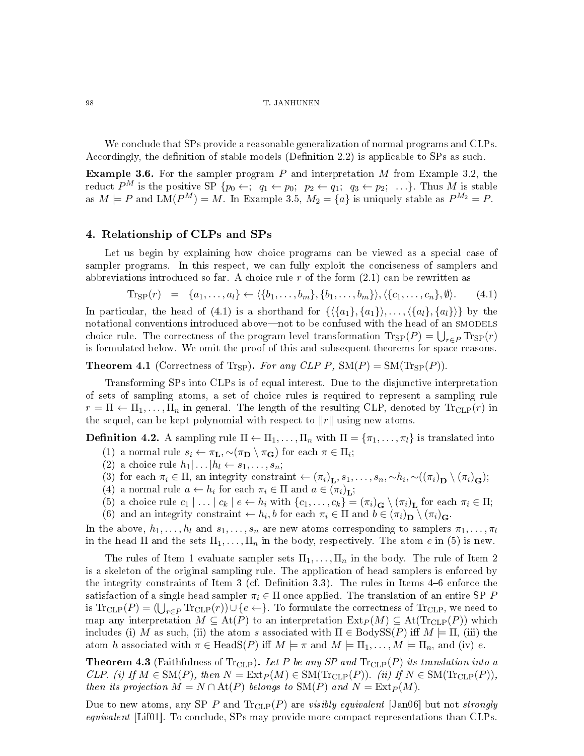We conclude that SPs provide a reasonable generalization of normal programs and CLPs. Accordingly, the definition of stable models (Definition 2.2) is applicable to SPs as such.

**Example 3.6.** For the sampler program $P$ and interpretation $M$ from Example 3.2, the reduct $P^M$ is the positive SP $\{p_0 \leftarrow;\ q_1 \leftarrow p_0;\ p_2 \leftarrow q_1;\ q_3 \leftarrow p_2;\ \ldots\}$. Thus $M$ is stable as $M \models P$ and $\mathrm{LM}(P^M) = M$. In Example 3.5, $M_2 = \{a\}$ is uniquely stable as $P^{M_2} = P$.

## 4. Relationship of CLPs and SPs

Let us begin by explaining how choice programs can be viewed as a special case of sampler programs. In this respect, we can fully exploit the conciseness of samplers and abbreviations introduced so far. A choice rule $r$ of the form (2.1) can be rewritten as

$$\mathrm{Tr}_{\mathrm{SP}}(r) \quad = \quad \{a_1, \ldots, a_l\} \leftarrow \langle \{b_1, \ldots, b_m\}, \{b_1, \ldots, b_m\} \rangle, \langle \{c_1, \ldots, c_n\}, \emptyset \rangle. \qquad (4.1)$$

In particular, the head of (4.1) is a shorthand for $\{\langle \{a_1\}, \{a_1\} \rangle, \ldots, \langle \{a_l\}, \{a_l\} \rangle\}$ by the notational conventions introduced above—not to be confused with the head of an SMODELS choice rule. The correctness of the program level transformation $\mathrm{Tr}_{\mathrm{SP}}(P) = \bigcup_{r \in P} \mathrm{Tr}_{\mathrm{SP}}(r)$ is formulated below. We omit the proof of this and subsequent theorems for space reasons.

**Theorem 4.1** (Correctness of $\mathrm{Tr}_{\mathrm{SP}}$). *For any CLP $P$, $\mathrm{SM}(P) = \mathrm{SM}(\mathrm{Tr}_{\mathrm{SP}}(P))$.*

Transforming SPs into CLPs is of equal interest. Due to the disjunctive interpretation of sets of sampling atoms, a set of choice rules is required to represent a sampling rule $r = \Pi \leftarrow \Pi_1, \ldots, \Pi_n$ in general. The length of the resulting CLP, denoted by $\mathrm{Tr}_{\mathrm{CLP}}(r)$ in the sequel, can be kept polynomial with respect to $\|r\|$ using new atoms.

**Definition 4.2.** A sampling rule $\Pi \leftarrow \Pi_1, \ldots, \Pi_n$ with $\Pi = \{\pi_1, \ldots, \pi_l\}$ is translated into

1. a normal rule $s_i \leftarrow \pi_{\mathbf{L}}, {\sim}(\pi_{\mathbf{D}} \setminus \pi_{\mathbf{G}})$ for each $\pi \in \Pi_i$;
2. a choice rule $h_1 | \ldots | h_l \leftarrow s_1, \ldots, s_n$;
3. for each $\pi_i \in \Pi$, an integrity constraint $\leftarrow (\pi_i)_{\mathbf{L}}, s_1, \ldots, s_n, {\sim}h_i, {\sim}((\pi_i)_{\mathbf{D}} \setminus (\pi_i)_{\mathbf{G}})$;
4. a normal rule $a \leftarrow h_i$ for each $\pi_i \in \Pi$ and $a \in (\pi_i)_{\mathbf{L}}$;
5. a choice rule $c_1 \mid \ldots \mid c_k \mid e \leftarrow h_i$ with $\{c_1, \ldots, c_k\} = (\pi_i)_{\mathbf{G}} \setminus (\pi_i)_{\mathbf{L}}$ for each $\pi_i \in \Pi$;
6. and an integrity constraint $\leftarrow h_i, b$ for each $\pi_i \in \Pi$ and $b \in (\pi_i)_{\mathbf{D}} \setminus (\pi_i)_{\mathbf{G}}$.

In the above, $h_1, \ldots, h_l$ and $s_1, \ldots, s_n$ are new atoms corresponding to samplers $\pi_1, \ldots, \pi_l$ in the head $\Pi$ and the sets $\Pi_1, \ldots, \Pi_n$ in the body, respectively. The atom $e$ in (5) is new.

The rules of Item 1 evaluate sampler sets $\Pi_1, \ldots, \Pi_n$ in the body. The rule of Item 2 is a skeleton of the original sampling rule. The application of head samplers is enforced by the integrity constraints of Item 3 (cf. Definition 3.3). The rules in Items 4–6 enforce the satisfaction of a single head sampler $\pi_i \in \Pi$ once applied. The translation of an entire SP $P$ is $\mathrm{Tr}_{\mathrm{CLP}}(P) = (\bigcup_{r \in P} \mathrm{Tr}_{\mathrm{CLP}}(r)) \cup \{e \leftarrow\}$. To formulate the correctness of $\mathrm{Tr}_{\mathrm{CLP}}$, we need to map any interpretation $M \subseteq \mathrm{At}(P)$ to an interpretation $\mathrm{Ext}_P(M) \subseteq \mathrm{At}(\mathrm{Tr}_{\mathrm{CLP}}(P))$ which includes (i) $M$ as such, (ii) the atom $s$ associated with $\Pi \in \mathrm{BodySS}(P)$ iff $M \models \Pi$, (iii) the atom $h$ associated with $\pi \in \mathrm{HeadS}(P)$ iff $M \models \pi$ and $M \models \Pi_1, \ldots, M \models \Pi_n$, and (iv) $e$.

**Theorem 4.3** (Faithfulness of $\mathrm{Tr}_{\mathrm{CLP}}$). *Let $P$ be any SP and $\mathrm{Tr}_{\mathrm{CLP}}(P)$ its translation into a CLP. (i) If $M \in \mathrm{SM}(P)$, then $N = \mathrm{Ext}_P(M) \in \mathrm{SM}(\mathrm{Tr}_{\mathrm{CLP}}(P))$. (ii) If $N \in \mathrm{SM}(\mathrm{Tr}_{\mathrm{CLP}}(P))$, then its projection $M = N \cap \mathrm{At}(P)$ belongs to $\mathrm{SM}(P)$ and $N = \mathrm{Ext}_P(M)$.*

Due to new atoms, any SP $P$ and $\mathrm{Tr}_{\mathrm{CLP}}(P)$ are *visibly equivalent* [Jan06] but not *strongly equivalent* [Lif01]. To conclude, SPs may provide more compact representations than CLPs.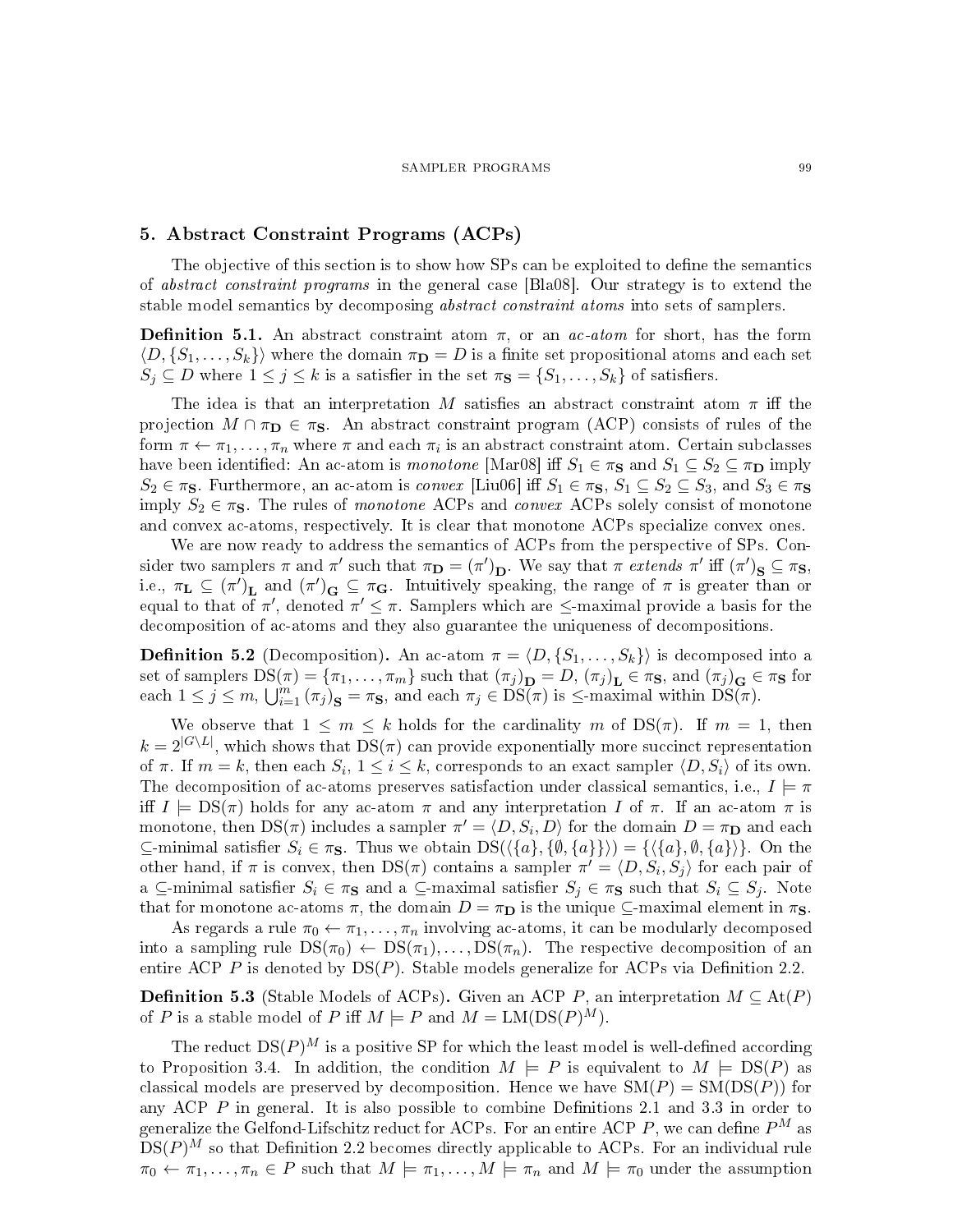## 5. Abstract Constraint Programs (ACPs)

The objective of this section is to show how SPs can be exploited to define the semantics of *abstract constraint programs* in the general case [Bla08]. Our strategy is to extend the stable model semantics by decomposing *abstract constraint atoms* into sets of samplers.

**Definition 5.1.** An abstract constraint atom $\pi$, or an *ac-atom* for short, has the form $\langle D, \{S_1, \ldots, S_k\}\rangle$ where the domain $\pi_{\mathbf{D}} = D$ is a finite set propositional atoms and each set $S_j \subseteq D$ where $1 \leq j \leq k$ is a satisfier in the set $\pi_{\mathbf{S}} = \{S_1, \ldots, S_k\}$ of satisfiers.

The idea is that an interpretation $M$ satisfies an abstract constraint atom $\pi$ iff the projection $M \cap \pi_{\mathbf{D}} \in \pi_{\mathbf{S}}$. An abstract constraint program (ACP) consists of rules of the form $\pi \leftarrow \pi_1, \ldots, \pi_n$ where $\pi$ and each $\pi_i$ is an abstract constraint atom. Certain subclasses have been identified: An ac-atom is *monotone* [Mar08] iff $S_1 \in \pi_{\mathbf{S}}$ and $S_1 \subseteq S_2 \subseteq \pi_{\mathbf{D}}$ imply $S_2 \in \pi_{\mathbf{S}}$. Furthermore, an ac-atom is *convex* [Liu06] iff $S_1 \in \pi_{\mathbf{S}}$, $S_1 \subseteq S_2 \subseteq S_3$, and $S_3 \in \pi_{\mathbf{S}}$ imply $S_2 \in \pi_{\mathbf{S}}$. The rules of *monotone* ACPs and *convex* ACPs solely consist of monotone and convex ac-atoms, respectively. It is clear that monotone ACPs specialize convex ones.

We are now ready to address the semantics of ACPs from the perspective of SPs. Consider two samplers $\pi$ and $\pi'$ such that $\pi_{\mathbf{D}} = (\pi')_{\mathbf{D}}$. We say that $\pi$ *extends* $\pi'$ iff $(\pi')_{\mathbf{S}} \subseteq \pi_{\mathbf{S}}$, i.e., $\pi_{\mathbf{L}} \subseteq (\pi')_{\mathbf{L}}$ and $(\pi')_{\mathbf{G}} \subseteq \pi_{\mathbf{G}}$. Intuitively speaking, the range of $\pi$ is greater than or equal to that of $\pi'$, denoted $\pi' \leq \pi$. Samplers which are $\leq$-maximal provide a basis for the decomposition of ac-atoms and they also guarantee the uniqueness of decompositions.

**Definition 5.2** (Decomposition)**.** An ac-atom $\pi = \langle D, \{S_1, \ldots, S_k\}\rangle$ is decomposed into a set of samplers $\mathrm{DS}(\pi) = \{\pi_1, \ldots, \pi_m\}$ such that $(\pi_j)_{\mathbf{D}} = D$, $(\pi_j)_{\mathbf{L}} \in \pi_{\mathbf{S}}$, and $(\pi_j)_{\mathbf{G}} \in \pi_{\mathbf{S}}$ for each $1 \leq j \leq m$, $\bigcup_{i=1}^{m} (\pi_j)_{\mathbf{S}} = \pi_{\mathbf{S}}$, and each $\pi_j \in \mathrm{DS}(\pi)$ is $\leq$-maximal within $\mathrm{DS}(\pi)$.

We observe that $1 \leq m \leq k$ holds for the cardinality $m$ of $\mathrm{DS}(\pi)$. If $m = 1$, then $k = 2^{|G \setminus L|}$, which shows that $\mathrm{DS}(\pi)$ can provide exponentially more succinct representation of $\pi$. If $m = k$, then each $S_i$, $1 \leq i \leq k$, corresponds to an exact sampler $\langle D, S_i\rangle$ of its own. The decomposition of ac-atoms preserves satisfaction under classical semantics, i.e., $I \models \pi$ iff $I \models \mathrm{DS}(\pi)$ holds for any ac-atom $\pi$ and any interpretation $I$ of $\pi$. If an ac-atom $\pi$ is monotone, then $\mathrm{DS}(\pi)$ includes a sampler $\pi' = \langle D, S_i, D\rangle$ for the domain $D = \pi_{\mathbf{D}}$ and each $\subseteq$-minimal satisfier $S_i \in \pi_{\mathbf{S}}$. Thus we obtain $\mathrm{DS}(\langle\{a\}, \{\emptyset, \{a\}\}\rangle) = \{\langle\{a\}, \emptyset, \{a\}\rangle\}$. On the other hand, if $\pi$ is convex, then $\mathrm{DS}(\pi)$ contains a sampler $\pi' = \langle D, S_i, S_j\rangle$ for each pair of a $\subseteq$-minimal satisfier $S_i \in \pi_{\mathbf{S}}$ and a $\subseteq$-maximal satisfier $S_j \in \pi_{\mathbf{S}}$ such that $S_i \subseteq S_j$. Note that for monotone ac-atoms $\pi$, the domain $D = \pi_{\mathbf{D}}$ is the unique $\subseteq$-maximal element in $\pi_{\mathbf{S}}$.

As regards a rule $\pi_0 \leftarrow \pi_1, \ldots, \pi_n$ involving ac-atoms, it can be modularly decomposed into a sampling rule $\mathrm{DS}(\pi_0) \leftarrow \mathrm{DS}(\pi_1), \ldots, \mathrm{DS}(\pi_n)$. The respective decomposition of an entire ACP $P$ is denoted by $\mathrm{DS}(P)$. Stable models generalize for ACPs via Definition 2.2.

**Definition 5.3** (Stable Models of ACPs)**.** Given an ACP $P$, an interpretation $M \subseteq \mathrm{At}(P)$ of $P$ is a stable model of $P$ iff $M \models P$ and $M = \mathrm{LM}(\mathrm{DS}(P)^M)$.

The reduct $\mathrm{DS}(P)^M$ is a positive SP for which the least model is well-defined according to Proposition 3.4. In addition, the condition $M \models P$ is equivalent to $M \models \mathrm{DS}(P)$ as classical models are preserved by decomposition. Hence we have $\mathrm{SM}(P) = \mathrm{SM}(\mathrm{DS}(P))$ for any ACP $P$ in general. It is also possible to combine Definitions 2.1 and 3.3 in order to generalize the Gelfond-Lifschitz reduct for ACPs. For an entire ACP $P$, we can define $P^M$ as $\mathrm{DS}(P)^M$ so that Definition 2.2 becomes directly applicable to ACPs. For an individual rule $\pi_0 \leftarrow \pi_1, \ldots, \pi_n \in P$ such that $M \models \pi_1, \ldots, M \models \pi_n$ and $M \models \pi_0$ under the assumption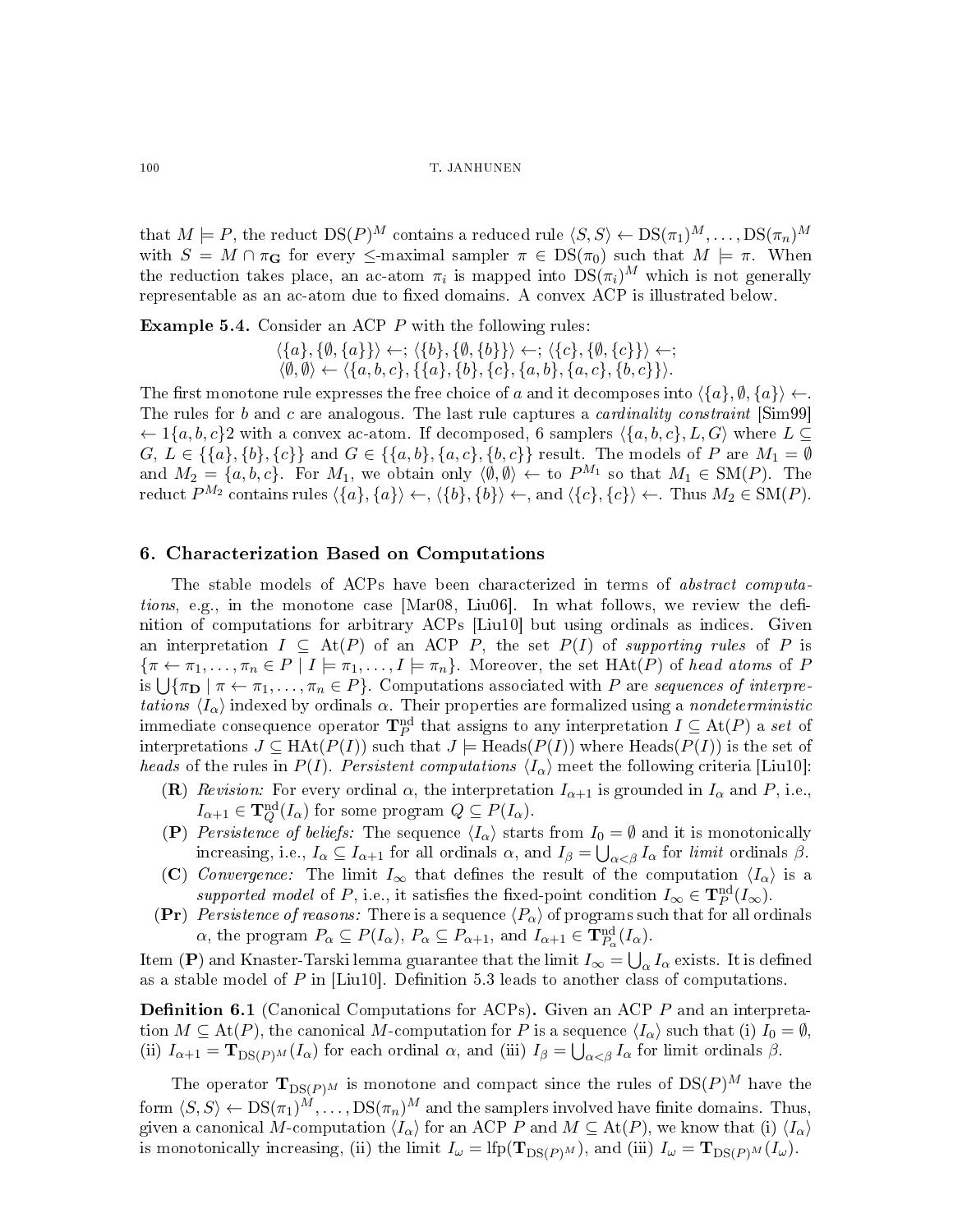that $M \models P$, the reduct $\mathrm{DS}(P)^M$ contains a reduced rule $\langle S, S \rangle \leftarrow \mathrm{DS}(\pi_1)^M, \ldots, \mathrm{DS}(\pi_n)^M$ with $S = M \cap \pi_{\mathbf{G}}$ for every $\leq$-maximal sampler $\pi \in \mathrm{DS}(\pi_0)$ such that $M \models \pi$. When the reduction takes place, an ac-atom $\pi_i$ is mapped into $\mathrm{DS}(\pi_i)^M$ which is not generally representable as an ac-atom due to fixed domains. A convex ACP is illustrated below.

**Example 5.4.** Consider an ACP $P$ with the following rules:

$$\langle \{a\}, \{\emptyset, \{a\}\} \rangle \leftarrow;\ \langle \{b\}, \{\emptyset, \{b\}\} \rangle \leftarrow;\ \langle \{c\}, \{\emptyset, \{c\}\} \rangle \leftarrow;$$
$$\langle \emptyset, \emptyset \rangle \leftarrow \langle \{a, b, c\}, \{\{a\}, \{b\}, \{c\}, \{a, b\}, \{a, c\}, \{b, c\}\} \rangle.$$

The first monotone rule expresses the free choice of $a$ and it decomposes into $\langle \{a\}, \emptyset, \{a\} \rangle \leftarrow$. The rules for $b$ and $c$ are analogous. The last rule captures a *cardinality constraint* [Sim99] $\leftarrow 1\{a, b, c\}2$ with a convex ac-atom. If decomposed, 6 samplers $\langle \{a, b, c\}, L, G \rangle$ where $L \subseteq G$, $L \in \{\{a\}, \{b\}, \{c\}\}$ and $G \in \{\{a, b\}, \{a, c\}, \{b, c\}\}$ result. The models of $P$ are $M_1 = \emptyset$ and $M_2 = \{a, b, c\}$. For $M_1$, we obtain only $\langle \emptyset, \emptyset \rangle \leftarrow$ to $P^{M_1}$ so that $M_1 \in \mathrm{SM}(P)$. The reduct $P^{M_2}$ contains rules $\langle \{a\}, \{a\} \rangle \leftarrow$, $\langle \{b\}, \{b\} \rangle \leftarrow$, and $\langle \{c\}, \{c\} \rangle \leftarrow$. Thus $M_2 \in \mathrm{SM}(P)$.

## 6. Characterization Based on Computations

The stable models of ACPs have been characterized in terms of *abstract computations*, e.g., in the monotone case [Mar08, Liu06]. In what follows, we review the definition of computations for arbitrary ACPs [Liu10] but using ordinals as indices. Given an interpretation $I \subseteq \mathrm{At}(P)$ of an ACP $P$, the set $P(I)$ of *supporting rules* of $P$ is $\{\pi \leftarrow \pi_1, \ldots, \pi_n \in P \mid I \models \pi_1, \ldots, I \models \pi_n\}$. Moreover, the set $\mathrm{HAt}(P)$ of *head atoms* of $P$ is $\bigcup\{\pi_{\mathbf{D}} \mid \pi \leftarrow \pi_1, \ldots, \pi_n \in P\}$. Computations associated with $P$ are *sequences of interpretations* $\langle I_\alpha \rangle$ indexed by ordinals $\alpha$. Their properties are formalized using a *nondeterministic* immediate consequence operator $\mathbf{T}_P^{\mathrm{nd}}$ that assigns to any interpretation $I \subseteq \mathrm{At}(P)$ a *set* of interpretations $J \subseteq \mathrm{HAt}(P(I))$ such that $J \models \mathrm{Heads}(P(I))$ where $\mathrm{Heads}(P(I))$ is the set of *heads* of the rules in $P(I)$. *Persistent computations* $\langle I_\alpha \rangle$ meet the following criteria [Liu10]:

- **(R)** *Revision:* For every ordinal $\alpha$, the interpretation $I_{\alpha+1}$ is grounded in $I_\alpha$ and $P$, i.e., $I_{\alpha+1} \in \mathbf{T}_Q^{\mathrm{nd}}(I_\alpha)$ for some program $Q \subseteq P(I_\alpha)$.
- **(P)** *Persistence of beliefs:* The sequence $\langle I_\alpha \rangle$ starts from $I_0 = \emptyset$ and it is monotonically increasing, i.e., $I_\alpha \subseteq I_{\alpha+1}$ for all ordinals $\alpha$, and $I_\beta = \bigcup_{\alpha<\beta} I_\alpha$ for *limit* ordinals $\beta$.
- **(C)** *Convergence:* The limit $I_\infty$ that defines the result of the computation $\langle I_\alpha \rangle$ is a *supported model* of $P$, i.e., it satisfies the fixed-point condition $I_\infty \in \mathbf{T}_P^{\mathrm{nd}}(I_\infty)$.
- **(Pr)** *Persistence of reasons:* There is a sequence $\langle P_\alpha \rangle$ of programs such that for all ordinals $\alpha$, the program $P_\alpha \subseteq P(I_\alpha)$, $P_\alpha \subseteq P_{\alpha+1}$, and $I_{\alpha+1} \in \mathbf{T}_{P_\alpha}^{\mathrm{nd}}(I_\alpha)$.

Item **(P)** and Knaster-Tarski lemma guarantee that the limit $I_\infty = \bigcup_\alpha I_\alpha$ exists. It is defined as a stable model of $P$ in [Liu10]. Definition 5.3 leads to another class of computations.

**Definition 6.1** (Canonical Computations for ACPs)**.** Given an ACP $P$ and an interpretation $M \subseteq \mathrm{At}(P)$, the canonical $M$-computation for $P$ is a sequence $\langle I_\alpha \rangle$ such that (i) $I_0 = \emptyset$, (ii) $I_{\alpha+1} = \mathbf{T}_{\mathrm{DS}(P)^M}(I_\alpha)$ for each ordinal $\alpha$, and (iii) $I_\beta = \bigcup_{\alpha<\beta} I_\alpha$ for limit ordinals $\beta$.

The operator $\mathbf{T}_{\mathrm{DS}(P)^M}$ is monotone and compact since the rules of $\mathrm{DS}(P)^M$ have the form $\langle S, S \rangle \leftarrow \mathrm{DS}(\pi_1)^M, \ldots, \mathrm{DS}(\pi_n)^M$ and the samplers involved have finite domains. Thus, given a canonical $M$-computation $\langle I_\alpha \rangle$ for an ACP $P$ and $M \subseteq \mathrm{At}(P)$, we know that (i) $\langle I_\alpha \rangle$ is monotonically increasing, (ii) the limit $I_\omega = \mathrm{lfp}(\mathbf{T}_{\mathrm{DS}(P)^M})$, and (iii) $I_\omega = \mathbf{T}_{\mathrm{DS}(P)^M}(I_\omega)$.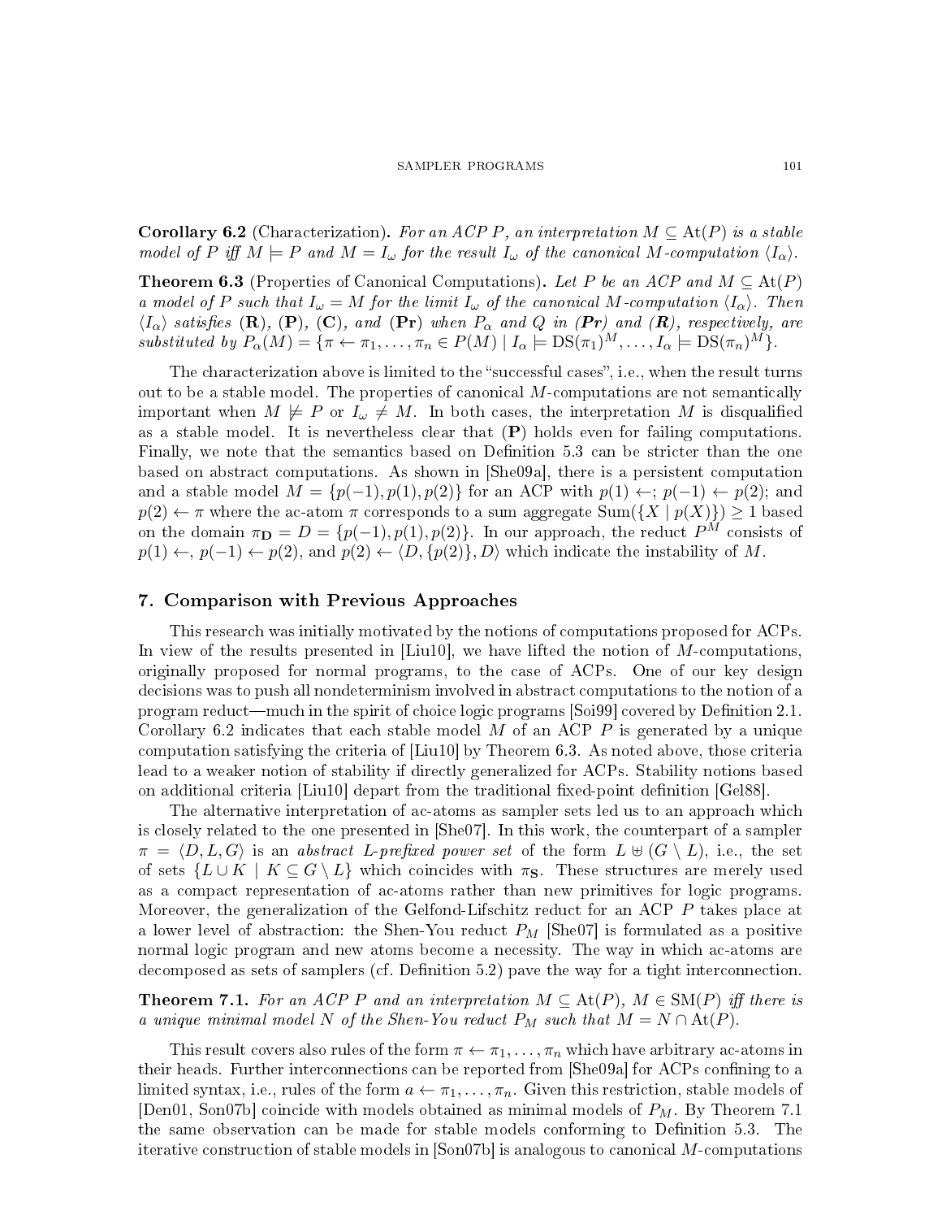**Corollary 6.2** (Characterization)**.** *For an ACP $P$, an interpretation $M \subseteq \text{At}(P)$ is a stable model of $P$ iff $M \models P$ and $M = I_\omega$ for the result $I_\omega$ of the canonical $M$-computation $\langle I_\alpha \rangle$.*

**Theorem 6.3** (Properties of Canonical Computations)**.** *Let $P$ be an ACP and $M \subseteq \text{At}(P)$ a model of $P$ such that $I_\omega = M$ for the limit $I_\omega$ of the canonical $M$-computation $\langle I_\alpha \rangle$. Then $\langle I_\alpha \rangle$ satisfies* **(R)**, **(P)**, **(C)**, *and* **(Pr)** *when $P_\alpha$ and $Q$ in* ***(Pr)*** *and* ***(R)****, respectively, are substituted by $P_\alpha(M) = \{\pi \leftarrow \pi_1, \ldots, \pi_n \in P(M) \mid I_\alpha \models \text{DS}(\pi_1)^M, \ldots, I_\alpha \models \text{DS}(\pi_n)^M\}$.*

The characterization above is limited to the "successful cases", i.e., when the result turns out to be a stable model. The properties of canonical $M$-computations are not semantically important when $M \not\models P$ or $I_\omega \neq M$. In both cases, the interpretation $M$ is disqualified as a stable model. It is nevertheless clear that **(P)** holds even for failing computations. Finally, we note that the semantics based on Definition 5.3 can be stricter than the one based on abstract computations. As shown in [She09a], there is a persistent computation and a stable model $M = \{p(-1), p(1), p(2)\}$ for an ACP with $p(1) \leftarrow$; $p(-1) \leftarrow p(2)$; and $p(2) \leftarrow \pi$ where the ac-atom $\pi$ corresponds to a sum aggregate $\text{Sum}(\{X \mid p(X)\}) \geq 1$ based on the domain $\pi_{\mathbf{D}} = D = \{p(-1), p(1), p(2)\}$. In our approach, the reduct $P^M$ consists of $p(1) \leftarrow$, $p(-1) \leftarrow p(2)$, and $p(2) \leftarrow \langle D, \{p(2)\}, D\rangle$ which indicate the instability of $M$.

## 7. Comparison with Previous Approaches

This research was initially motivated by the notions of computations proposed for ACPs. In view of the results presented in [Liu10], we have lifted the notion of $M$-computations, originally proposed for normal programs, to the case of ACPs. One of our key design decisions was to push all nondeterminism involved in abstract computations to the notion of a program reduct—much in the spirit of choice logic programs [Soi99] covered by Definition 2.1. Corollary 6.2 indicates that each stable model $M$ of an ACP $P$ is generated by a unique computation satisfying the criteria of [Liu10] by Theorem 6.3. As noted above, those criteria lead to a weaker notion of stability if directly generalized for ACPs. Stability notions based on additional criteria [Liu10] depart from the traditional fixed-point definition [Gel88].

The alternative interpretation of ac-atoms as sampler sets led us to an approach which is closely related to the one presented in [She07]. In this work, the counterpart of a sampler $\pi = \langle D, L, G\rangle$ is an *abstract $L$-prefixed power set* of the form $L \uplus (G \setminus L)$, i.e., the set of sets $\{L \cup K \mid K \subseteq G \setminus L\}$ which coincides with $\pi_{\mathbf{S}}$. These structures are merely used as a compact representation of ac-atoms rather than new primitives for logic programs. Moreover, the generalization of the Gelfond-Lifschitz reduct for an ACP $P$ takes place at a lower level of abstraction: the Shen-You reduct $P_M$ [She07] is formulated as a positive normal logic program and new atoms become a necessity. The way in which ac-atoms are decomposed as sets of samplers (cf. Definition 5.2) pave the way for a tight interconnection.

**Theorem 7.1.** *For an ACP $P$ and an interpretation $M \subseteq \text{At}(P)$, $M \in \text{SM}(P)$ iff there is a unique minimal model $N$ of the Shen-You reduct $P_M$ such that $M = N \cap \text{At}(P)$.*

This result covers also rules of the form $\pi \leftarrow \pi_1, \ldots, \pi_n$ which have arbitrary ac-atoms in their heads. Further interconnections can be reported from [She09a] for ACPs confining to a limited syntax, i.e., rules of the form $a \leftarrow \pi_1, \ldots, \pi_n$. Given this restriction, stable models of [Den01, Son07b] coincide with models obtained as minimal models of $P_M$. By Theorem 7.1 the same observation can be made for stable models conforming to Definition 5.3. The iterative construction of stable models in [Son07b] is analogous to canonical $M$-computations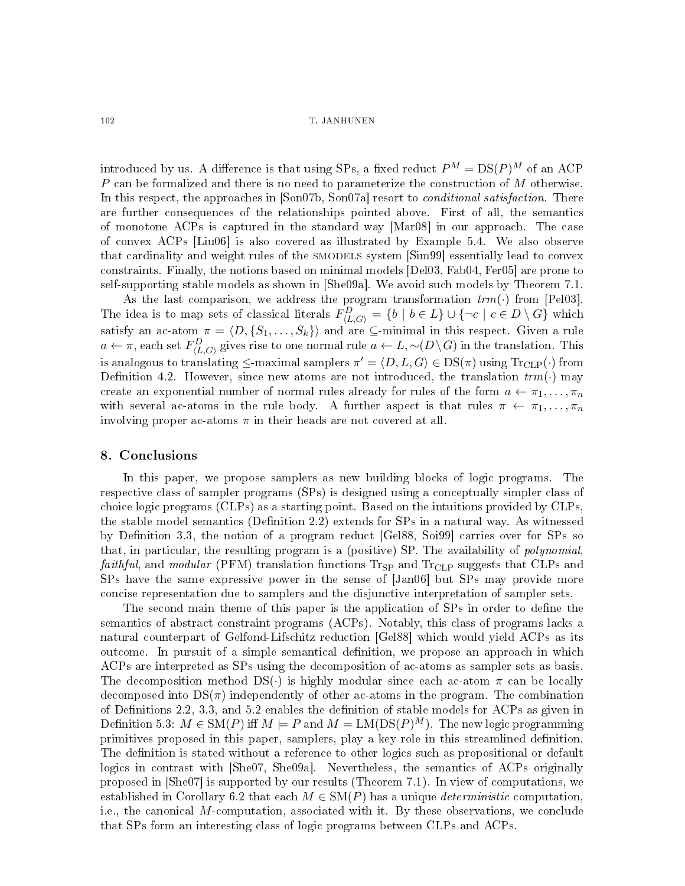introduced by us. A difference is that using SPs, a fixed reduct $P^M = \mathrm{DS}(P)^M$ of an ACP $P$ can be formalized and there is no need to parameterize the construction of $M$ otherwise. In this respect, the approaches in [Son07b, Son07a] resort to *conditional satisfaction*. There are further consequences of the relationships pointed above. First of all, the semantics of monotone ACPs is captured in the standard way [Mar08] in our approach. The case of convex ACPs [Liu06] is also covered as illustrated by Example 5.4. We also observe that cardinality and weight rules of the SMODELS system [Sim99] essentially lead to convex constraints. Finally, the notions based on minimal models [Del03, Fab04, Fer05] are prone to self-supporting stable models as shown in [She09a]. We avoid such models by Theorem 7.1.

As the last comparison, we address the program transformation $trm(\cdot)$ from [Pel03]. The idea is to map sets of classical literals $F^D_{\langle L,G\rangle} = \{b \mid b \in L\} \cup \{\neg c \mid c \in D \setminus G\}$ which satisfy an ac-atom $\pi = \langle D, \{S_1, \ldots, S_k\}\rangle$ and are $\subseteq$-minimal in this respect. Given a rule $a \leftarrow \pi$, each set $F^D_{\langle L,G\rangle}$ gives rise to one normal rule $a \leftarrow L, \sim(D \setminus G)$ in the translation. This is analogous to translating $\leq$-maximal samplers $\pi' = \langle D, L, G\rangle \in \mathrm{DS}(\pi)$ using $\mathrm{Tr}_{\mathrm{CLP}}(\cdot)$ from Definition 4.2. However, since new atoms are not introduced, the translation $trm(\cdot)$ may create an exponential number of normal rules already for rules of the form $a \leftarrow \pi_1, \ldots, \pi_n$ with several ac-atoms in the rule body. A further aspect is that rules $\pi \leftarrow \pi_1, \ldots, \pi_n$ involving proper ac-atoms $\pi$ in their heads are not covered at all.

## 8. Conclusions

In this paper, we propose samplers as new building blocks of logic programs. The respective class of sampler programs (SPs) is designed using a conceptually simpler class of choice logic programs (CLPs) as a starting point. Based on the intuitions provided by CLPs, the stable model semantics (Definition 2.2) extends for SPs in a natural way. As witnessed by Definition 3.3, the notion of a program reduct [Gel88, Soi99] carries over for SPs so that, in particular, the resulting program is a (positive) SP. The availability of *polynomial*, *faithful*, and *modular* (PFM) translation functions $\mathrm{Tr}_{\mathrm{SP}}$ and $\mathrm{Tr}_{\mathrm{CLP}}$ suggests that CLPs and SPs have the same expressive power in the sense of [Jan06] but SPs may provide more concise representation due to samplers and the disjunctive interpretation of sampler sets.

The second main theme of this paper is the application of SPs in order to define the semantics of abstract constraint programs (ACPs). Notably, this class of programs lacks a natural counterpart of Gelfond-Lifschitz reduction [Gel88] which would yield ACPs as its outcome. In pursuit of a simple semantical definition, we propose an approach in which ACPs are interpreted as SPs using the decomposition of ac-atoms as sampler sets as basis. The decomposition method $\mathrm{DS}(\cdot)$ is highly modular since each ac-atom $\pi$ can be locally decomposed into $\mathrm{DS}(\pi)$ independently of other ac-atoms in the program. The combination of Definitions 2.2, 3.3, and 5.2 enables the definition of stable models for ACPs as given in Definition 5.3: $M \in \mathrm{SM}(P)$ iff $M \models P$ and $M = \mathrm{LM}(\mathrm{DS}(P)^M)$. The new logic programming primitives proposed in this paper, samplers, play a key role in this streamlined definition. The definition is stated without a reference to other logics such as propositional or default logics in contrast with [She07, She09a]. Nevertheless, the semantics of ACPs originally proposed in [She07] is supported by our results (Theorem 7.1). In view of computations, we established in Corollary 6.2 that each $M \in \mathrm{SM}(P)$ has a unique *deterministic* computation, i.e., the canonical $M$-computation, associated with it. By these observations, we conclude that SPs form an interesting class of logic programs between CLPs and ACPs.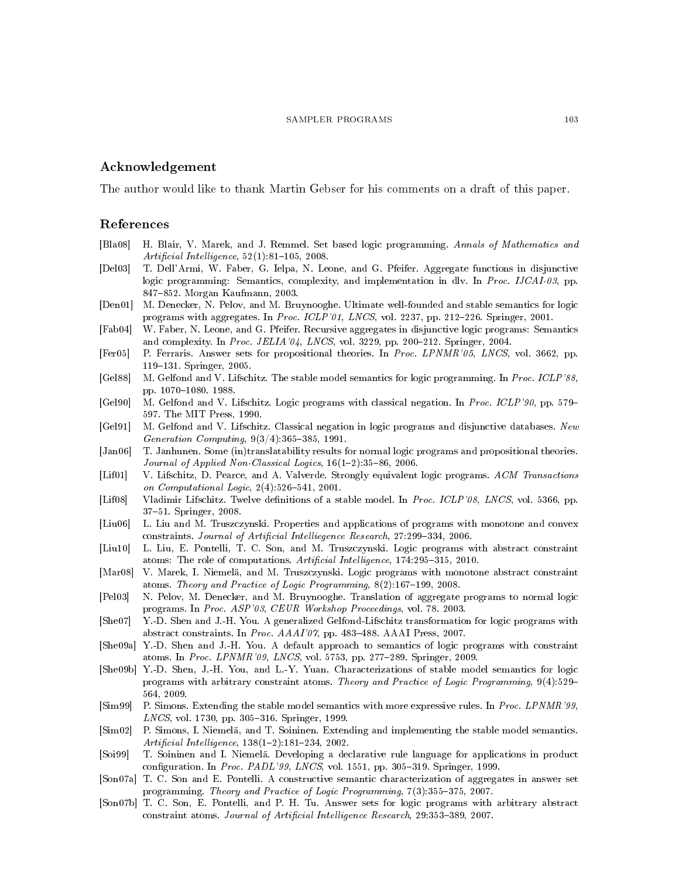## Acknowledgement

The author would like to thank Martin Gebser for his comments on a draft of this paper.

## References

[Bla08] H. Blair, V. Marek, and J. Remmel. Set based logic programming. *Annals of Mathematics and Artificial Intelligence*, 52(1):81–105, 2008.

[Del03] T. Dell'Armi, W. Faber, G. Ielpa, N. Leone, and G. Pfeifer. Aggregate functions in disjunctive logic programming: Semantics, complexity, and implementation in dlv. In *Proc. IJCAI-03*, pp. 847–852. Morgan Kaufmann, 2003.

[Den01] M. Denecker, N. Pelov, and M. Bruynooghe. Ultimate well-founded and stable semantics for logic programs with aggregates. In *Proc. ICLP'01*, *LNCS*, vol. 2237, pp. 212–226. Springer, 2001.

[Fab04] W. Faber, N. Leone, and G. Pfeifer. Recursive aggregates in disjunctive logic programs: Semantics and complexity. In *Proc. JELIA'04*, *LNCS*, vol. 3229, pp. 200–212. Springer, 2004.

[Fer05] P. Ferraris. Answer sets for propositional theories. In *Proc. LPNMR'05*, *LNCS*, vol. 3662, pp. 119–131. Springer, 2005.

[Gel88] M. Gelfond and V. Lifschitz. The stable model semantics for logic programming. In *Proc. ICLP'88*, pp. 1070–1080. 1988.

[Gel90] M. Gelfond and V. Lifschitz. Logic programs with classical negation. In *Proc. ICLP'90*, pp. 579–597. The MIT Press, 1990.

[Gel91] M. Gelfond and V. Lifschitz. Classical negation in logic programs and disjunctive databases. *New Generation Computing*, 9(3/4):365–385, 1991.

[Jan06] T. Janhunen. Some (in)translatability results for normal logic programs and propositional theories. *Journal of Applied Non-Classical Logics*, 16(1–2):35–86, 2006.

[Lif01] V. Lifschitz, D. Pearce, and A. Valverde. Strongly equivalent logic programs. *ACM Transactions on Computational Logic*, 2(4):526–541, 2001.

[Lif08] Vladimir Lifschitz. Twelve definitions of a stable model. In *Proc. ICLP'08*, *LNCS*, vol. 5366, pp. 37–51. Springer, 2008.

[Liu06] L. Liu and M. Truszczynski. Properties and applications of programs with monotone and convex constraints. *Journal of Artificial Intelliegence Research*, 27:299–334, 2006.

[Liu10] L. Liu, E. Pontelli, T. C. Son, and M. Truszczynski. Logic programs with abstract constraint atoms: The role of computations. *Artificial Intelligence*, 174:295–315, 2010.

[Mar08] V. Marek, I. Niemelä, and M. Truszczynski. Logic programs with monotone abstract constraint atoms. *Theory and Practice of Logic Programming*, 8(2):167–199, 2008.

[Pel03] N. Pelov, M. Denecker, and M. Bruynooghe. Translation of aggregate programs to normal logic programs. In *Proc. ASP'03*, *CEUR Workshop Proceedings*, vol. 78. 2003.

[She07] Y.-D. Shen and J.-H. You. A generalized Gelfond-Lifschitz transformation for logic programs with abstract constraints. In *Proc. AAAI'07*, pp. 483–488. AAAI Press, 2007.

[She09a] Y.-D. Shen and J.-H. You. A default approach to semantics of logic programs with constraint atoms. In *Proc. LPNMR'09*, *LNCS*, vol. 5753, pp. 277–289. Springer, 2009.

[She09b] Y.-D. Shen, J.-H. You, and L.-Y. Yuan. Characterizations of stable model semantics for logic programs with arbitrary constraint atoms. *Theory and Practice of Logic Programming*, 9(4):529–564, 2009.

[Sim99] P. Simons. Extending the stable model semantics with more expressive rules. In *Proc. LPNMR'99*, *LNCS*, vol. 1730, pp. 305–316. Springer, 1999.

[Sim02] P. Simons, I. Niemelä, and T. Soininen. Extending and implementing the stable model semantics. *Artificial Intelligence*, 138(1–2):181–234, 2002.

[Soi99] T. Soininen and I. Niemelä. Developing a declarative rule language for applications in product configuration. In *Proc. PADL'99*, *LNCS*, vol. 1551, pp. 305–319. Springer, 1999.

[Son07a] T. C. Son and E. Pontelli. A constructive semantic characterization of aggregates in answer set programming. *Theory and Practice of Logic Programming*, 7(3):355–375, 2007.

[Son07b] T. C. Son, E. Pontelli, and P. H. Tu. Answer sets for logic programs with arbitrary abstract constraint atoms. *Journal of Artificial Intelligence Research*, 29:353–389, 2007.